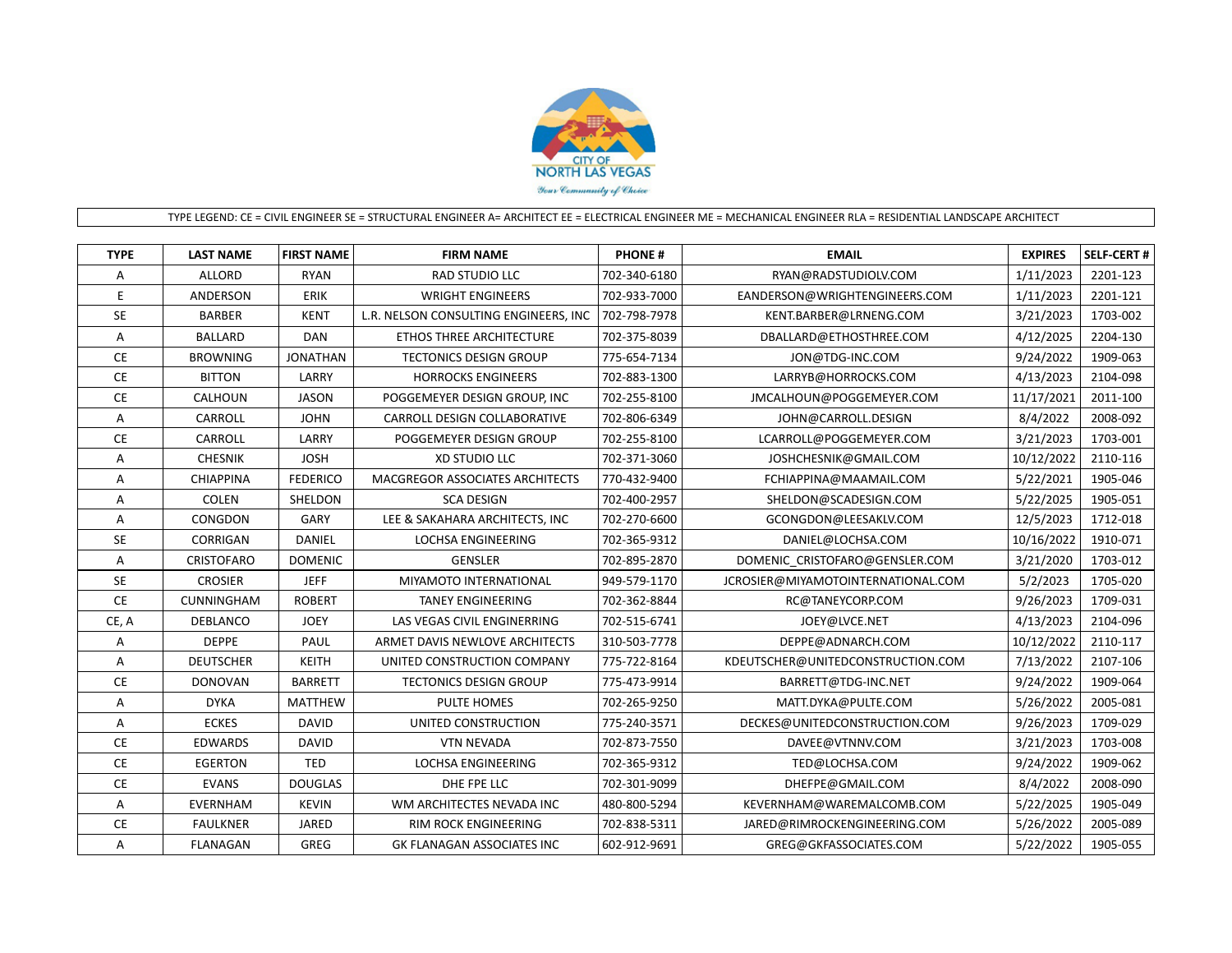TYPE LEGEND: CE = CIVIL ENGINEER SE = STRUCTURAL ENGINEER A= ARCHITECT EE = ELECTRICAL ENGINEER ME = MECHANICAL ENGINEER RLA = RESIDENTIAL LANDSCAPE ARCHITECT

| TYPE | LAST NAME | FIRST NAME | FIRM NAME | PHONE # | EMAIL | EXPIRES | SELF-CERT # |
|---|---|---|---|---|---|---|---|
| A | ALLORD | RYAN | RAD STUDIO LLC | 702-340-6180 | RYAN@RADSTUDIOLV.COM | 1/11/2023 | 2201-123 |
| E | ANDERSON | ERIK | WRIGHT ENGINEERS | 702-933-7000 | EANDERSON@WRIGHTENGINEERS.COM | 1/11/2023 | 2201-121 |
| SE | BARBER | KENT | L.R. NELSON CONSULTING ENGINEERS, INC | 702-798-7978 | KENT.BARBER@LRNENG.COM | 3/21/2023 | 1703-002 |
| A | BALLARD | DAN | ETHOS THREE ARCHITECTURE | 702-375-8039 | DBALLARD@ETHOSTHREE.COM | 4/12/2025 | 2204-130 |
| CE | BROWNING | JONATHAN | TECTONICS DESIGN GROUP | 775-654-7134 | JON@TDG-INC.COM | 9/24/2022 | 1909-063 |
| CE | BITTON | LARRY | HORROCKS ENGINEERS | 702-883-1300 | LARRYB@HORROCKS.COM | 4/13/2023 | 2104-098 |
| CE | CALHOUN | JASON | POGGEMEYER DESIGN GROUP, INC | 702-255-8100 | JMCALHOUN@POGGEMEYER.COM | 11/17/2021 | 2011-100 |
| A | CARROLL | JOHN | CARROLL DESIGN COLLABORATIVE | 702-806-6349 | JOHN@CARROLL.DESIGN | 8/4/2022 | 2008-092 |
| CE | CARROLL | LARRY | POGGEMEYER DESIGN GROUP | 702-255-8100 | LCARROLL@POGGEMEYER.COM | 3/21/2023 | 1703-001 |
| A | CHESNIK | JOSH | XD STUDIO LLC | 702-371-3060 | JOSHCHESNIK@GMAIL.COM | 10/12/2022 | 2110-116 |
| A | CHIAPPINA | FEDERICO | MACGREGOR ASSOCIATES ARCHITECTS | 770-432-9400 | FCHIAPPINA@MAAMAIL.COM | 5/22/2021 | 1905-046 |
| A | COLEN | SHELDON | SCA DESIGN | 702-400-2957 | SHELDON@SCADESIGN.COM | 5/22/2025 | 1905-051 |
| A | CONGDON | GARY | LEE & SAKAHARA ARCHITECTS, INC | 702-270-6600 | GCONGDON@LEESAKLV.COM | 12/5/2023 | 1712-018 |
| SE | CORRIGAN | DANIEL | LOCHSA ENGINEERING | 702-365-9312 | DANIEL@LOCHSA.COM | 10/16/2022 | 1910-071 |
| A | CRISTOFARO | DOMENIC | GENSLER | 702-895-2870 | DOMENIC_CRISTOFARO@GENSLER.COM | 3/21/2020 | 1703-012 |
| SE | CROSIER | JEFF | MIYAMOTO INTERNATIONAL | 949-579-1170 | JCROSIER@MIYAMOTOINTERNATIONAL.COM | 5/2/2023 | 1705-020 |
| CE | CUNNINGHAM | ROBERT | TANEY ENGINEERING | 702-362-8844 | RC@TANEYCORP.COM | 9/26/2023 | 1709-031 |
| CE, A | DEBLANCO | JOEY | LAS VEGAS CIVIL ENGINERRING | 702-515-6741 | JOEY@LVCE.NET | 4/13/2023 | 2104-096 |
| A | DEPPE | PAUL | ARMET DAVIS NEWLOVE ARCHITECTS | 310-503-7778 | DEPPE@ADNARCH.COM | 10/12/2022 | 2110-117 |
| A | DEUTSCHER | KEITH | UNITED CONSTRUCTION COMPANY | 775-722-8164 | KDEUTSCHER@UNITEDCONSTRUCTION.COM | 7/13/2022 | 2107-106 |
| CE | DONOVAN | BARRETT | TECTONICS DESIGN GROUP | 775-473-9914 | BARRETT@TDG-INC.NET | 9/24/2022 | 1909-064 |
| A | DYKA | MATTHEW | PULTE HOMES | 702-265-9250 | MATT.DYKA@PULTE.COM | 5/26/2022 | 2005-081 |
| A | ECKES | DAVID | UNITED CONSTRUCTION | 775-240-3571 | DECKES@UNITEDCONSTRUCTION.COM | 9/26/2023 | 1709-029 |
| CE | EDWARDS | DAVID | VTN NEVADA | 702-873-7550 | DAVEE@VTNNV.COM | 3/21/2023 | 1703-008 |
| CE | EGERTON | TED | LOCHSA ENGINEERING | 702-365-9312 | TED@LOCHSA.COM | 9/24/2022 | 1909-062 |
| CE | EVANS | DOUGLAS | DHE FPE LLC | 702-301-9099 | DHEFPE@GMAIL.COM | 8/4/2022 | 2008-090 |
| A | EVERNHAM | KEVIN | WM ARCHITECTES NEVADA INC | 480-800-5294 | KEVERNHAM@WAREMALCOMB.COM | 5/22/2025 | 1905-049 |
| CE | FAULKNER | JARED | RIM ROCK ENGINEERING | 702-838-5311 | JARED@RIMROCKENGINEERING.COM | 5/26/2022 | 2005-089 |
| A | FLANAGAN | GREG | GK FLANAGAN ASSOCIATES INC | 602-912-9691 | GREG@GKFASSOCIATES.COM | 5/22/2022 | 1905-055 |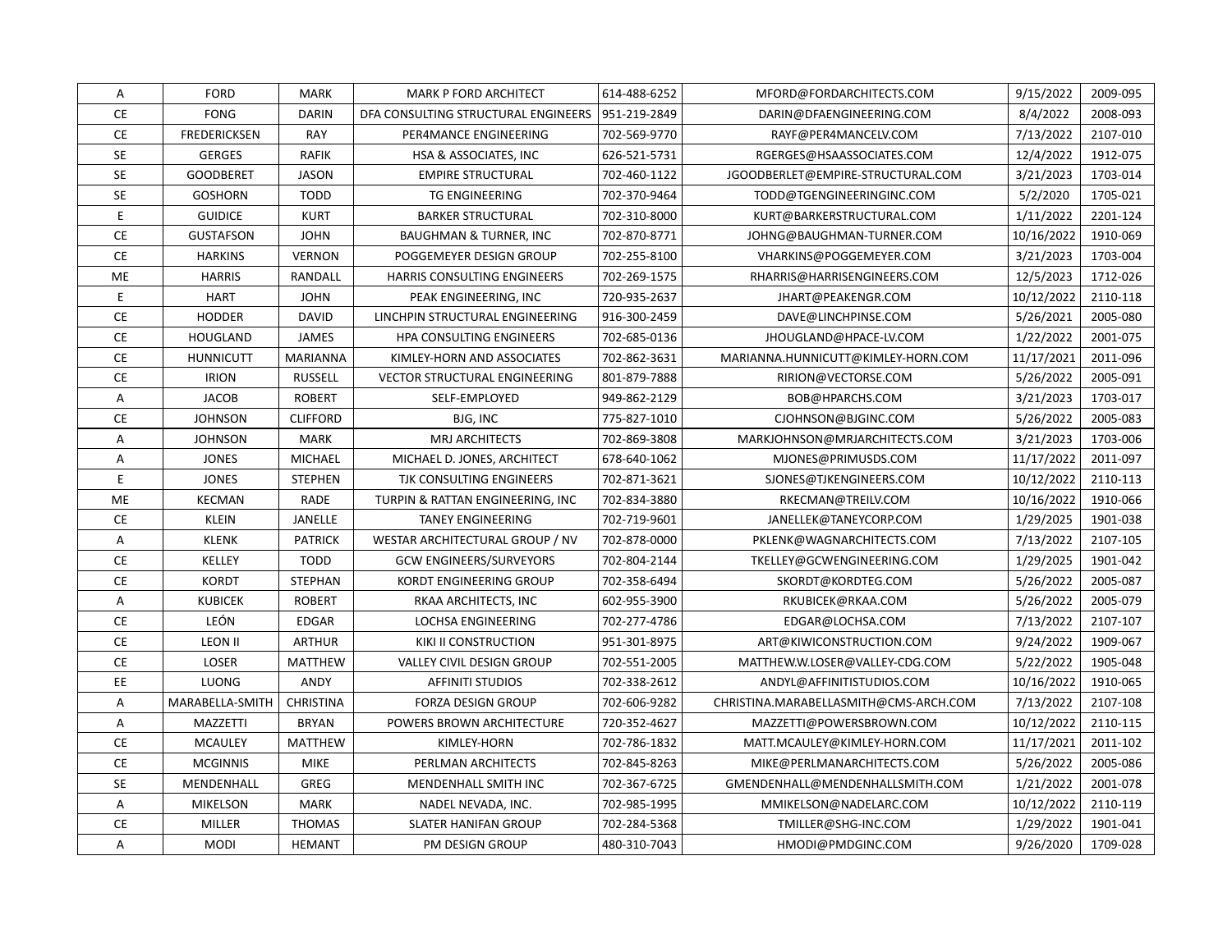| | | | | | | | |
|---|---|---|---|---|---|---|---|
| A | FORD | MARK | MARK P FORD ARCHITECT | 614-488-6252 | MFORD@FORDARCHITECTS.COM | 9/15/2022 | 2009-095 |
| CE | FONG | DARIN | DFA CONSULTING STRUCTURAL ENGINEERS | 951-219-2849 | DARIN@DFAENGINEERING.COM | 8/4/2022 | 2008-093 |
| CE | FREDERICKSEN | RAY | PER4MANCE ENGINEERING | 702-569-9770 | RAYF@PER4MANCELV.COM | 7/13/2022 | 2107-010 |
| SE | GERGES | RAFIK | HSA & ASSOCIATES, INC | 626-521-5731 | RGERGES@HSAASSOCIATES.COM | 12/4/2022 | 1912-075 |
| SE | GOODBERET | JASON | EMPIRE STRUCTURAL | 702-460-1122 | JGOODBERLET@EMPIRE-STRUCTURAL.COM | 3/21/2023 | 1703-014 |
| SE | GOSHORN | TODD | TG ENGINEERING | 702-370-9464 | TODD@TGENGINEERINGINC.COM | 5/2/2020 | 1705-021 |
| E | GUIDICE | KURT | BARKER STRUCTURAL | 702-310-8000 | KURT@BARKERSTRUCTURAL.COM | 1/11/2022 | 2201-124 |
| CE | GUSTAFSON | JOHN | BAUGHMAN & TURNER, INC | 702-870-8771 | JOHNG@BAUGHMAN-TURNER.COM | 10/16/2022 | 1910-069 |
| CE | HARKINS | VERNON | POGGEMEYER DESIGN GROUP | 702-255-8100 | VHARKINS@POGGEMEYER.COM | 3/21/2023 | 1703-004 |
| ME | HARRIS | RANDALL | HARRIS CONSULTING ENGINEERS | 702-269-1575 | RHARRIS@HARRISENGINEERS.COM | 12/5/2023 | 1712-026 |
| E | HART | JOHN | PEAK ENGINEERING, INC | 720-935-2637 | JHART@PEAKENGR.COM | 10/12/2022 | 2110-118 |
| CE | HODDER | DAVID | LINCHPIN STRUCTURAL ENGINEERING | 916-300-2459 | DAVE@LINCHPINSE.COM | 5/26/2021 | 2005-080 |
| CE | HOUGLAND | JAMES | HPA CONSULTING ENGINEERS | 702-685-0136 | JHOUGLAND@HPACE-LV.COM | 1/22/2022 | 2001-075 |
| CE | HUNNICUTT | MARIANNA | KIMLEY-HORN AND ASSOCIATES | 702-862-3631 | MARIANNA.HUNNICUTT@KIMLEY-HORN.COM | 11/17/2021 | 2011-096 |
| CE | IRION | RUSSELL | VECTOR STRUCTURAL ENGINEERING | 801-879-7888 | RIRION@VECTORSE.COM | 5/26/2022 | 2005-091 |
| A | JACOB | ROBERT | SELF-EMPLOYED | 949-862-2129 | BOB@HPARCHS.COM | 3/21/2023 | 1703-017 |
| CE | JOHNSON | CLIFFORD | BJG, INC | 775-827-1010 | CJOHNSON@BJGINC.COM | 5/26/2022 | 2005-083 |
| A | JOHNSON | MARK | MRJ ARCHITECTS | 702-869-3808 | MARKJOHNSON@MRJARCHITECTS.COM | 3/21/2023 | 1703-006 |
| A | JONES | MICHAEL | MICHAEL D. JONES, ARCHITECT | 678-640-1062 | MJONES@PRIMUSDS.COM | 11/17/2022 | 2011-097 |
| E | JONES | STEPHEN | TJK CONSULTING ENGINEERS | 702-871-3621 | SJONES@TJKENGINEERS.COM | 10/12/2022 | 2110-113 |
| ME | KECMAN | RADE | TURPIN & RATTAN ENGINEERING, INC | 702-834-3880 | RKECMAN@TREILV.COM | 10/16/2022 | 1910-066 |
| CE | KLEIN | JANELLE | TANEY ENGINEERING | 702-719-9601 | JANELLEK@TANEYCORP.COM | 1/29/2025 | 1901-038 |
| A | KLENK | PATRICK | WESTAR ARCHITECTURAL GROUP / NV | 702-878-0000 | PKLENK@WAGNARCHITECTS.COM | 7/13/2022 | 2107-105 |
| CE | KELLEY | TODD | GCW ENGINEERS/SURVEYORS | 702-804-2144 | TKELLEY@GCWENGINEERING.COM | 1/29/2025 | 1901-042 |
| CE | KORDT | STEPHAN | KORDT ENGINEERING GROUP | 702-358-6494 | SKORDT@KORDTEG.COM | 5/26/2022 | 2005-087 |
| A | KUBICEK | ROBERT | RKAA ARCHITECTS, INC | 602-955-3900 | RKUBICEK@RKAA.COM | 5/26/2022 | 2005-079 |
| CE | LEÓN | EDGAR | LOCHSA ENGINEERING | 702-277-4786 | EDGAR@LOCHSA.COM | 7/13/2022 | 2107-107 |
| CE | LEON II | ARTHUR | KIKI II CONSTRUCTION | 951-301-8975 | ART@KIWICONSTRUCTION.COM | 9/24/2022 | 1909-067 |
| CE | LOSER | MATTHEW | VALLEY CIVIL DESIGN GROUP | 702-551-2005 | MATTHEW.W.LOSER@VALLEY-CDG.COM | 5/22/2022 | 1905-048 |
| EE | LUONG | ANDY | AFFINITI STUDIOS | 702-338-2612 | ANDYL@AFFINITISTUDIOS.COM | 10/16/2022 | 1910-065 |
| A | MARABELLA-SMITH | CHRISTINA | FORZA DESIGN GROUP | 702-606-9282 | CHRISTINA.MARABELLASMITH@CMS-ARCH.COM | 7/13/2022 | 2107-108 |
| A | MAZZETTI | BRYAN | POWERS BROWN ARCHITECTURE | 720-352-4627 | MAZZETTI@POWERSBROWN.COM | 10/12/2022 | 2110-115 |
| CE | MCAULEY | MATTHEW | KIMLEY-HORN | 702-786-1832 | MATT.MCAULEY@KIMLEY-HORN.COM | 11/17/2021 | 2011-102 |
| CE | MCGINNIS | MIKE | PERLMAN ARCHITECTS | 702-845-8263 | MIKE@PERLMANARCHITECTS.COM | 5/26/2022 | 2005-086 |
| SE | MENDENHALL | GREG | MENDENHALL SMITH INC | 702-367-6725 | GMENDENHALL@MENDENHALLSMITH.COM | 1/21/2022 | 2001-078 |
| A | MIKELSON | MARK | NADEL NEVADA, INC. | 702-985-1995 | MMIKELSON@NADELARC.COM | 10/12/2022 | 2110-119 |
| CE | MILLER | THOMAS | SLATER HANIFAN GROUP | 702-284-5368 | TMILLER@SHG-INC.COM | 1/29/2022 | 1901-041 |
| A | MODI | HEMANT | PM DESIGN GROUP | 480-310-7043 | HMODI@PMDGINC.COM | 9/26/2020 | 1709-028 |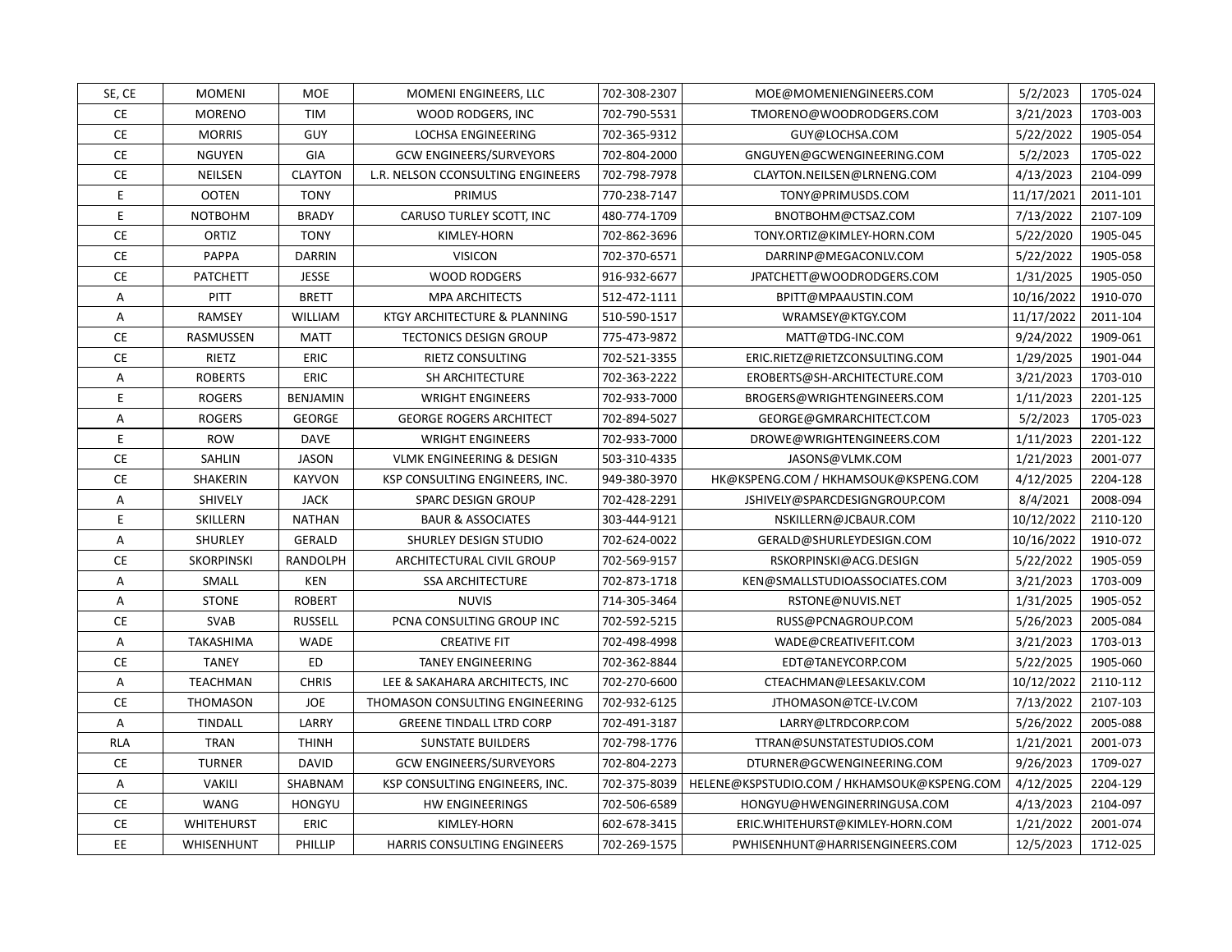| SE, CE | MOMENI | MOE | MOMENI ENGINEERS, LLC | 702-308-2307 | MOE@MOMENIENGINEERS.COM | 5/2/2023 | 1705-024 |
|---|---|---|---|---|---|---|---|
| CE | MORENO | TIM | WOOD RODGERS, INC | 702-790-5531 | TMORENO@WOODRODGERS.COM | 3/21/2023 | 1703-003 |
| CE | MORRIS | GUY | LOCHSA ENGINEERING | 702-365-9312 | GUY@LOCHSA.COM | 5/22/2022 | 1905-054 |
| CE | NGUYEN | GIA | GCW ENGINEERS/SURVEYORS | 702-804-2000 | GNGUYEN@GCWENGINEERING.COM | 5/2/2023 | 1705-022 |
| CE | NEILSEN | CLAYTON | L.R. NELSON CCONSULTING ENGINEERS | 702-798-7978 | CLAYTON.NEILSEN@LRNENG.COM | 4/13/2023 | 2104-099 |
| E | OOTEN | TONY | PRIMUS | 770-238-7147 | TONY@PRIMUSDS.COM | 11/17/2021 | 2011-101 |
| E | NOTBOHM | BRADY | CARUSO TURLEY SCOTT, INC | 480-774-1709 | BNOTBOHM@CTSAZ.COM | 7/13/2022 | 2107-109 |
| CE | ORTIZ | TONY | KIMLEY-HORN | 702-862-3696 | TONY.ORTIZ@KIMLEY-HORN.COM | 5/22/2020 | 1905-045 |
| CE | PAPPA | DARRIN | VISICON | 702-370-6571 | DARRINP@MEGACONLV.COM | 5/22/2022 | 1905-058 |
| CE | PATCHETT | JESSE | WOOD RODGERS | 916-932-6677 | JPATCHETT@WOODRODGERS.COM | 1/31/2025 | 1905-050 |
| A | PITT | BRETT | MPA ARCHITECTS | 512-472-1111 | BPITT@MPAAUSTIN.COM | 10/16/2022 | 1910-070 |
| A | RAMSEY | WILLIAM | KTGY ARCHITECTURE & PLANNING | 510-590-1517 | WRAMSEY@KTGY.COM | 11/17/2022 | 2011-104 |
| CE | RASMUSSEN | MATT | TECTONICS DESIGN GROUP | 775-473-9872 | MATT@TDG-INC.COM | 9/24/2022 | 1909-061 |
| CE | RIETZ | ERIC | RIETZ CONSULTING | 702-521-3355 | ERIC.RIETZ@RIETZCONSULTING.COM | 1/29/2025 | 1901-044 |
| A | ROBERTS | ERIC | SH ARCHITECTURE | 702-363-2222 | EROBERTS@SH-ARCHITECTURE.COM | 3/21/2023 | 1703-010 |
| E | ROGERS | BENJAMIN | WRIGHT ENGINEERS | 702-933-7000 | BROGERS@WRIGHTENGINEERS.COM | 1/11/2023 | 2201-125 |
| A | ROGERS | GEORGE | GEORGE ROGERS ARCHITECT | 702-894-5027 | GEORGE@GMRARCHITECT.COM | 5/2/2023 | 1705-023 |
| E | ROW | DAVE | WRIGHT ENGINEERS | 702-933-7000 | DROWE@WRIGHTENGINEERS.COM | 1/11/2023 | 2201-122 |
| CE | SAHLIN | JASON | VLMK ENGINEERING & DESIGN | 503-310-4335 | JASONS@VLMK.COM | 1/21/2023 | 2001-077 |
| CE | SHAKERIN | KAYVON | KSP CONSULTING ENGINEERS, INC. | 949-380-3970 | HK@KSPENG.COM / HKHAMSOUK@KSPENG.COM | 4/12/2025 | 2204-128 |
| A | SHIVELY | JACK | SPARC DESIGN GROUP | 702-428-2291 | JSHIVELY@SPARCDESIGNGROUP.COM | 8/4/2021 | 2008-094 |
| E | SKILLERN | NATHAN | BAUR & ASSOCIATES | 303-444-9121 | NSKILLERN@JCBAUR.COM | 10/12/2022 | 2110-120 |
| A | SHURLEY | GERALD | SHURLEY DESIGN STUDIO | 702-624-0022 | GERALD@SHURLEYDESIGN.COM | 10/16/2022 | 1910-072 |
| CE | SKORPINSKI | RANDOLPH | ARCHITECTURAL CIVIL GROUP | 702-569-9157 | RSKORPINSKI@ACG.DESIGN | 5/22/2022 | 1905-059 |
| A | SMALL | KEN | SSA ARCHITECTURE | 702-873-1718 | KEN@SMALLSTUDIOASSOCIATES.COM | 3/21/2023 | 1703-009 |
| A | STONE | ROBERT | NUVIS | 714-305-3464 | RSTONE@NUVIS.NET | 1/31/2025 | 1905-052 |
| CE | SVAB | RUSSELL | PCNA CONSULTING GROUP INC | 702-592-5215 | RUSS@PCNAGROUP.COM | 5/26/2023 | 2005-084 |
| A | TAKASHIMA | WADE | CREATIVE FIT | 702-498-4998 | WADE@CREATIVEFIT.COM | 3/21/2023 | 1703-013 |
| CE | TANEY | ED | TANEY ENGINEERING | 702-362-8844 | EDT@TANEYCORP.COM | 5/22/2025 | 1905-060 |
| A | TEACHMAN | CHRIS | LEE & SAKAHARA ARCHITECTS, INC | 702-270-6600 | CTEACHMAN@LEESAKLV.COM | 10/12/2022 | 2110-112 |
| CE | THOMASON | JOE | THOMASON CONSULTING ENGINEERING | 702-932-6125 | JTHOMASON@TCE-LV.COM | 7/13/2022 | 2107-103 |
| A | TINDALL | LARRY | GREENE TINDALL LTRD CORP | 702-491-3187 | LARRY@LTRDCORP.COM | 5/26/2022 | 2005-088 |
| RLA | TRAN | THINH | SUNSTATE BUILDERS | 702-798-1776 | TTRAN@SUNSTATESTUDIOS.COM | 1/21/2021 | 2001-073 |
| CE | TURNER | DAVID | GCW ENGINEERS/SURVEYORS | 702-804-2273 | DTURNER@GCWENGINEERING.COM | 9/26/2023 | 1709-027 |
| A | VAKILI | SHABNAM | KSP CONSULTING ENGINEERS, INC. | 702-375-8039 | HELENE@KSPSTUDIO.COM / HKHAMSOUK@KSPENG.COM | 4/12/2025 | 2204-129 |
| CE | WANG | HONGYU | HW ENGINEERINGS | 702-506-6589 | HONGYU@HWENGINERRINGUSA.COM | 4/13/2023 | 2104-097 |
| CE | WHITEHURST | ERIC | KIMLEY-HORN | 602-678-3415 | ERIC.WHITEHURST@KIMLEY-HORN.COM | 1/21/2022 | 2001-074 |
| EE | WHISENHUNT | PHILLIP | HARRIS CONSULTING ENGINEERS | 702-269-1575 | PWHISENHUNT@HARRISENGINEERS.COM | 12/5/2023 | 1712-025 |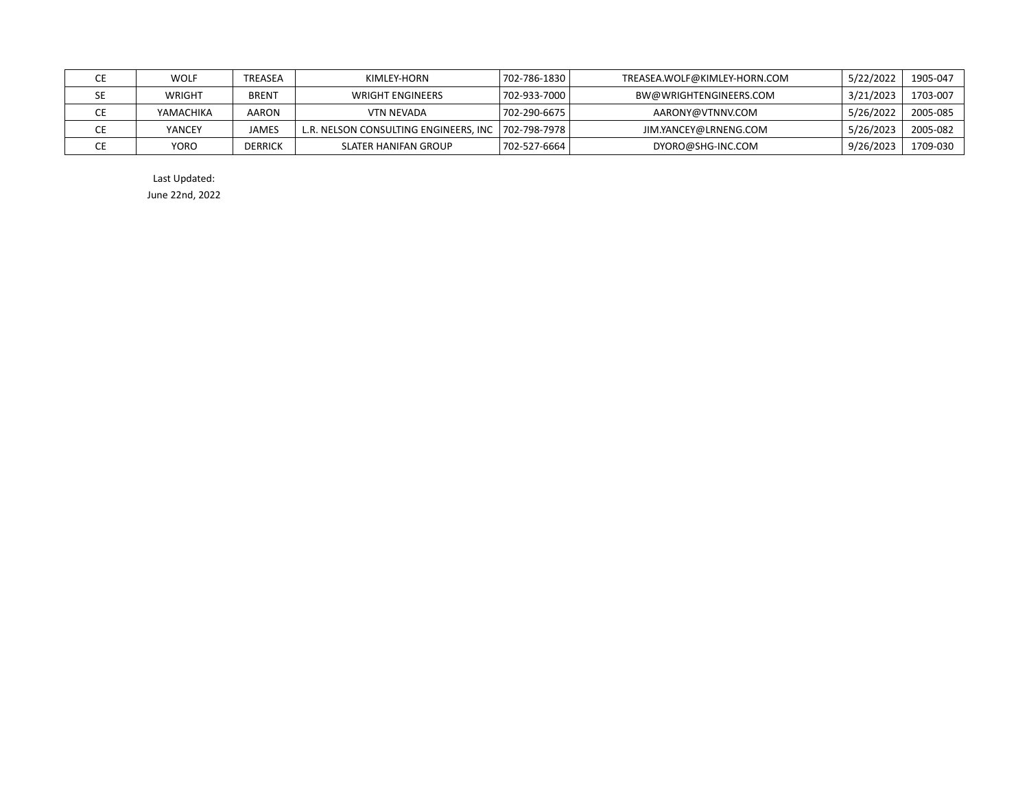| | | | | | | | |
|---|---|---|---|---|---|---|---|
| CE | WOLF | TREASEA | KIMLEY-HORN | 702-786-1830 | TREASEA.WOLF@KIMLEY-HORN.COM | 5/22/2022 | 1905-047 |
| SE | WRIGHT | BRENT | WRIGHT ENGINEERS | 702-933-7000 | BW@WRIGHTENGINEERS.COM | 3/21/2023 | 1703-007 |
| CE | YAMACHIKA | AARON | VTN NEVADA | 702-290-6675 | AARONY@VTNNV.COM | 5/26/2022 | 2005-085 |
| CE | YANCEY | JAMES | L.R. NELSON CONSULTING ENGINEERS, INC | 702-798-7978 | JIM.YANCEY@LRNENG.COM | 5/26/2023 | 2005-082 |
| CE | YORO | DERRICK | SLATER HANIFAN GROUP | 702-527-6664 | DYORO@SHG-INC.COM | 9/26/2023 | 1709-030 |

Last Updated:
June 22nd, 2022